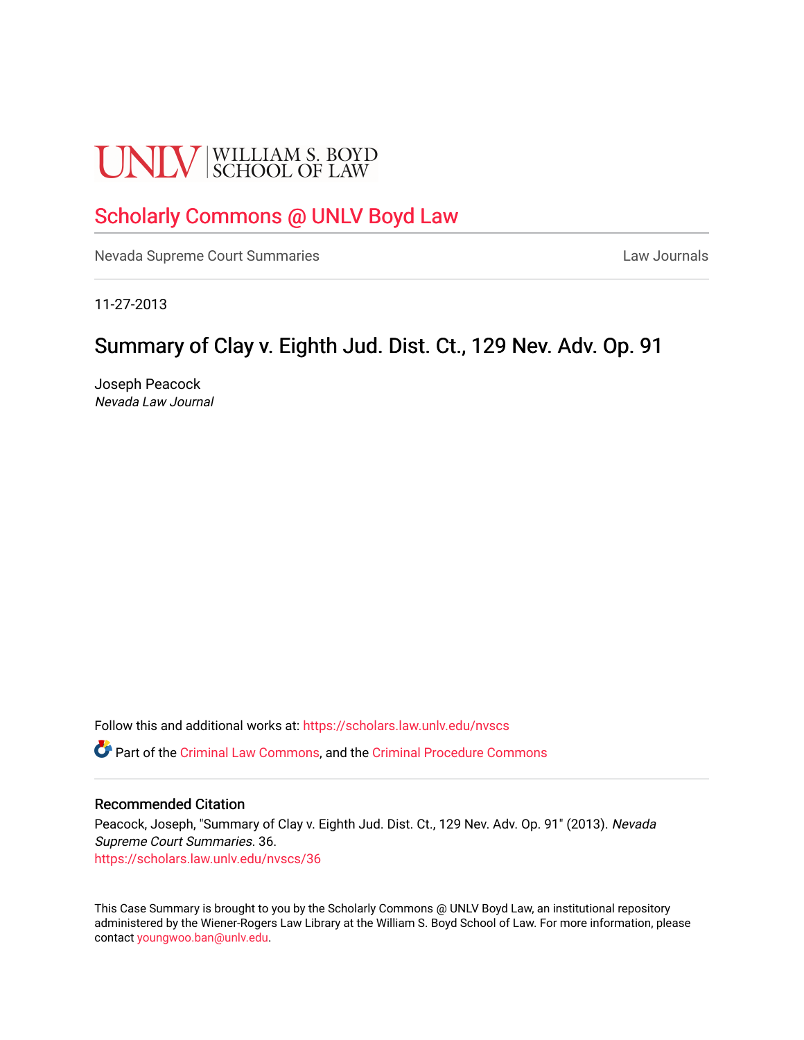UNLV | WILLIAM S. BOYD SCHOOL OF LAW

# Scholarly Commons @ UNLV Boyd Law

Nevada Supreme Court Summaries | Law Journals

11-27-2013

## Summary of Clay v. Eighth Jud. Dist. Ct., 129 Nev. Adv. Op. 91

Joseph Peacock
*Nevada Law Journal*

Follow this and additional works at: https://scholars.law.unlv.edu/nvscs

Part of the Criminal Law Commons, and the Criminal Procedure Commons

### Recommended Citation

Peacock, Joseph, "Summary of Clay v. Eighth Jud. Dist. Ct., 129 Nev. Adv. Op. 91" (2013). *Nevada Supreme Court Summaries*. 36.
https://scholars.law.unlv.edu/nvscs/36

This Case Summary is brought to you by the Scholarly Commons @ UNLV Boyd Law, an institutional repository administered by the Wiener-Rogers Law Library at the William S. Boyd School of Law. For more information, please contact youngwoo.ban@unlv.edu.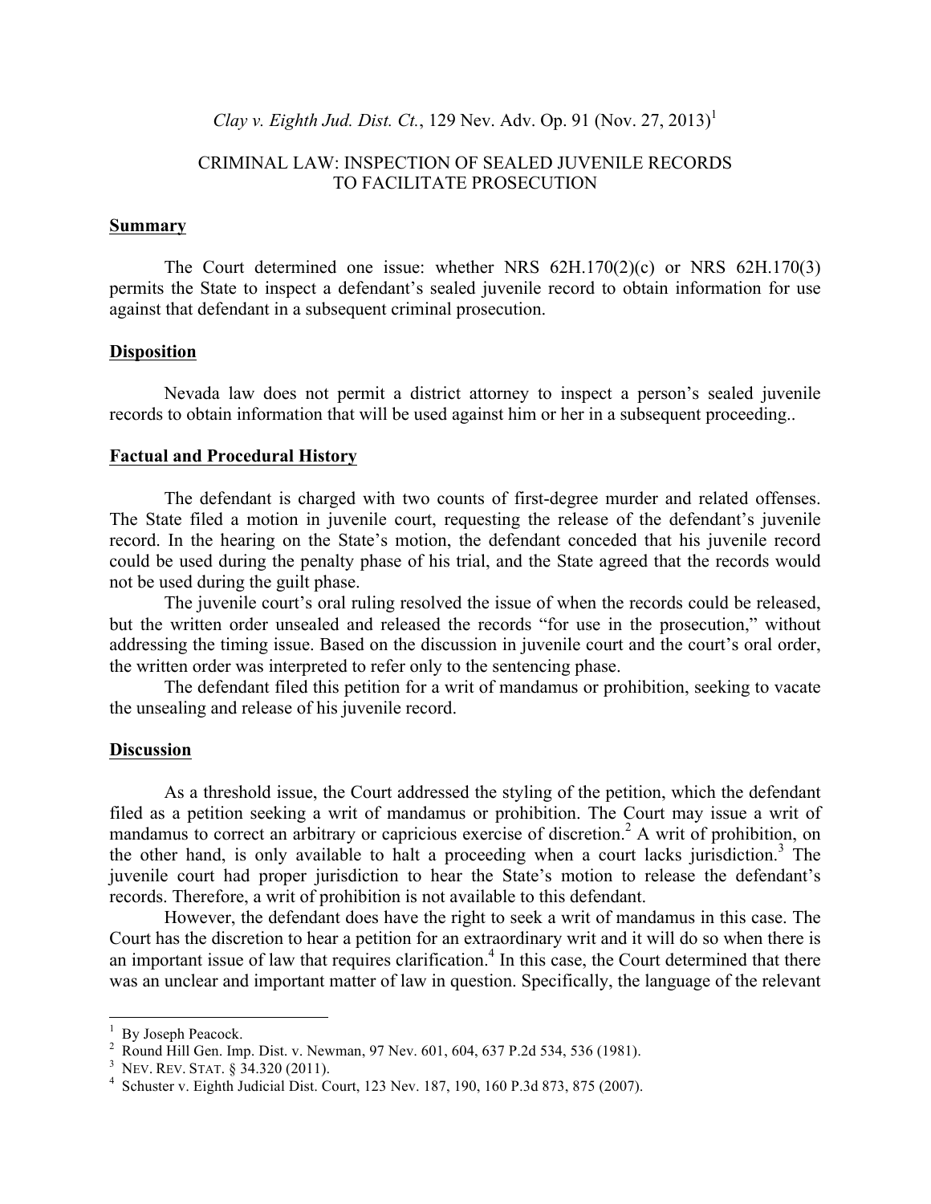*Clay v. Eighth Jud. Dist. Ct.*, 129 Nev. Adv. Op. 91 (Nov. 27, 2013)[1]

CRIMINAL LAW: INSPECTION OF SEALED JUVENILE RECORDS TO FACILITATE PROSECUTION

**Summary**

The Court determined one issue: whether NRS 62H.170(2)(c) or NRS 62H.170(3) permits the State to inspect a defendant's sealed juvenile record to obtain information for use against that defendant in a subsequent criminal prosecution.

**Disposition**

Nevada law does not permit a district attorney to inspect a person's sealed juvenile records to obtain information that will be used against him or her in a subsequent proceeding..

**Factual and Procedural History**

The defendant is charged with two counts of first-degree murder and related offenses. The State filed a motion in juvenile court, requesting the release of the defendant's juvenile record. In the hearing on the State's motion, the defendant conceded that his juvenile record could be used during the penalty phase of his trial, and the State agreed that the records would not be used during the guilt phase.

The juvenile court's oral ruling resolved the issue of when the records could be released, but the written order unsealed and released the records "for use in the prosecution," without addressing the timing issue. Based on the discussion in juvenile court and the court's oral order, the written order was interpreted to refer only to the sentencing phase.

The defendant filed this petition for a writ of mandamus or prohibition, seeking to vacate the unsealing and release of his juvenile record.

**Discussion**

As a threshold issue, the Court addressed the styling of the petition, which the defendant filed as a petition seeking a writ of mandamus or prohibition. The Court may issue a writ of mandamus to correct an arbitrary or capricious exercise of discretion.[2] A writ of prohibition, on the other hand, is only available to halt a proceeding when a court lacks jurisdiction.[3] The juvenile court had proper jurisdiction to hear the State's motion to release the defendant's records. Therefore, a writ of prohibition is not available to this defendant.

However, the defendant does have the right to seek a writ of mandamus in this case. The Court has the discretion to hear a petition for an extraordinary writ and it will do so when there is an important issue of law that requires clarification.[4] In this case, the Court determined that there was an unclear and important matter of law in question. Specifically, the language of the relevant

---

[1] By Joseph Peacock.

[2] Round Hill Gen. Imp. Dist. v. Newman, 97 Nev. 601, 604, 637 P.2d 534, 536 (1981).

[3] NEV. REV. STAT. § 34.320 (2011).

[4] Schuster v. Eighth Judicial Dist. Court, 123 Nev. 187, 190, 160 P.3d 873, 875 (2007).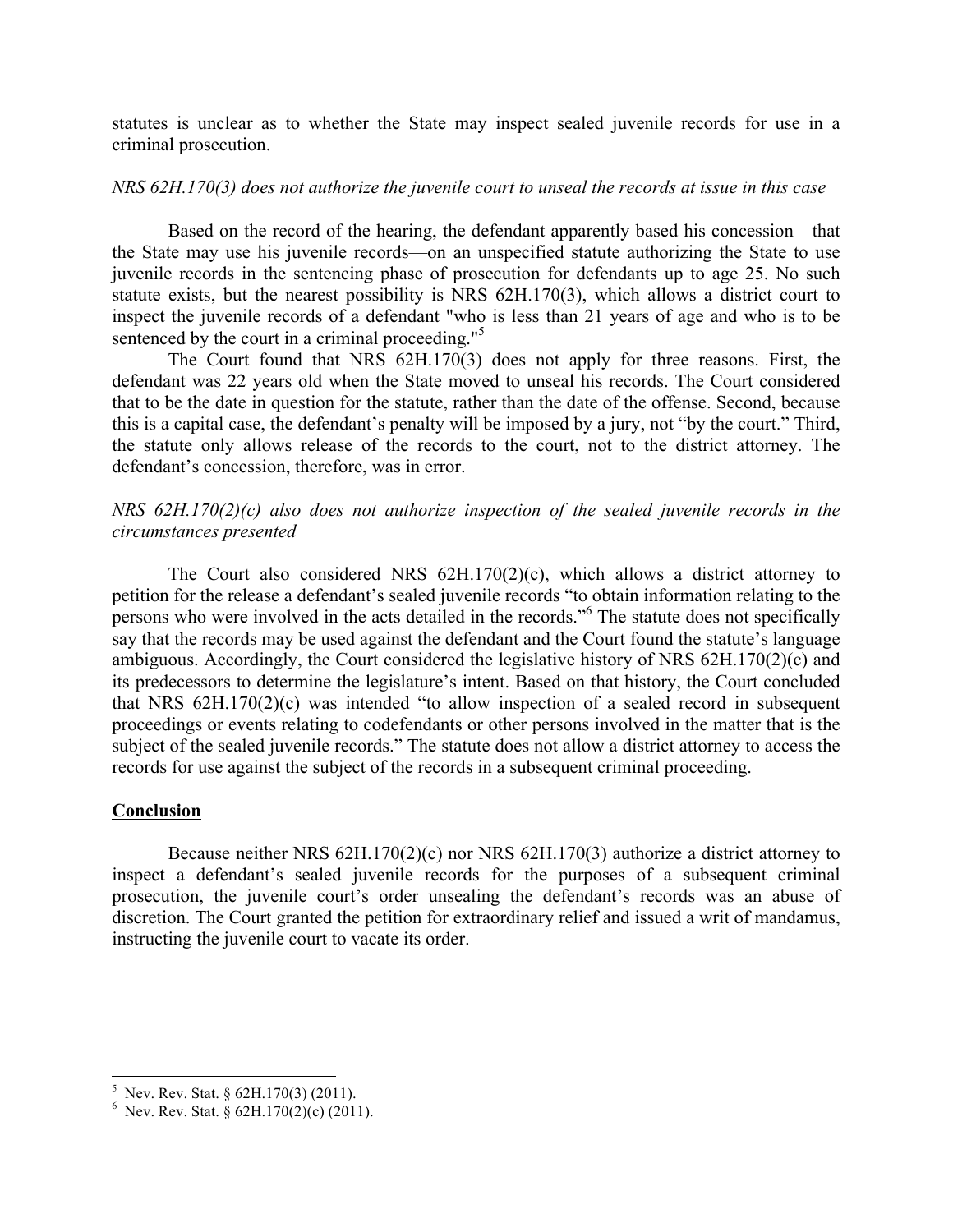statutes is unclear as to whether the State may inspect sealed juvenile records for use in a criminal prosecution.

*NRS 62H.170(3) does not authorize the juvenile court to unseal the records at issue in this case*

Based on the record of the hearing, the defendant apparently based his concession—that the State may use his juvenile records—on an unspecified statute authorizing the State to use juvenile records in the sentencing phase of prosecution for defendants up to age 25. No such statute exists, but the nearest possibility is NRS 62H.170(3), which allows a district court to inspect the juvenile records of a defendant "who is less than 21 years of age and who is to be sentenced by the court in a criminal proceeding."[5]

The Court found that NRS 62H.170(3) does not apply for three reasons. First, the defendant was 22 years old when the State moved to unseal his records. The Court considered that to be the date in question for the statute, rather than the date of the offense. Second, because this is a capital case, the defendant's penalty will be imposed by a jury, not "by the court." Third, the statute only allows release of the records to the court, not to the district attorney. The defendant's concession, therefore, was in error.

*NRS 62H.170(2)(c) also does not authorize inspection of the sealed juvenile records in the circumstances presented*

The Court also considered NRS 62H.170(2)(c), which allows a district attorney to petition for the release a defendant's sealed juvenile records "to obtain information relating to the persons who were involved in the acts detailed in the records."[6] The statute does not specifically say that the records may be used against the defendant and the Court found the statute's language ambiguous. Accordingly, the Court considered the legislative history of NRS 62H.170(2)(c) and its predecessors to determine the legislature's intent. Based on that history, the Court concluded that NRS 62H.170(2)(c) was intended "to allow inspection of a sealed record in subsequent proceedings or events relating to codefendants or other persons involved in the matter that is the subject of the sealed juvenile records." The statute does not allow a district attorney to access the records for use against the subject of the records in a subsequent criminal proceeding.

## **Conclusion**

Because neither NRS 62H.170(2)(c) nor NRS 62H.170(3) authorize a district attorney to inspect a defendant's sealed juvenile records for the purposes of a subsequent criminal prosecution, the juvenile court's order unsealing the defendant's records was an abuse of discretion. The Court granted the petition for extraordinary relief and issued a writ of mandamus, instructing the juvenile court to vacate its order.

---

[5] Nev. Rev. Stat. § 62H.170(3) (2011).

[6] Nev. Rev. Stat. § 62H.170(2)(c) (2011).